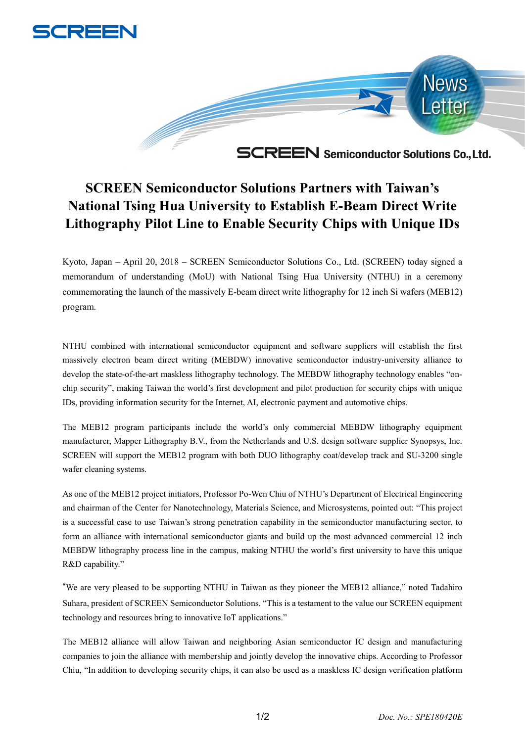# SCREEN Semiconductor Solutions Partners with Taiwan's National Tsing Hua University to Establish E-Beam Direct Write Lithography Pilot Line to Enable Security Chips with Unique IDs

Kyoto, Japan – April 20, 2018 – SCREEN Semiconductor Solutions Co., Ltd. (SCREEN) today signed a memorandum of understanding (MoU) with National Tsing Hua University (NTHU) in a ceremony commemorating the launch of the massively E-beam direct write lithography for 12 inch Si wafers (MEB12) program.

NTHU combined with international semiconductor equipment and software suppliers will establish the first massively electron beam direct writing (MEBDW) innovative semiconductor industry-university alliance to develop the state-of-the-art maskless lithography technology. The MEBDW lithography technology enables "on-chip security", making Taiwan the world's first development and pilot production for security chips with unique IDs, providing information security for the Internet, AI, electronic payment and automotive chips.

The MEB12 program participants include the world's only commercial MEBDW lithography equipment manufacturer, Mapper Lithography B.V., from the Netherlands and U.S. design software supplier Synopsys, Inc. SCREEN will support the MEB12 program with both DUO lithography coat/develop track and SU-3200 single wafer cleaning systems.

As one of the MEB12 project initiators, Professor Po-Wen Chiu of NTHU's Department of Electrical Engineering and chairman of the Center for Nanotechnology, Materials Science, and Microsystems, pointed out: "This project is a successful case to use Taiwan's strong penetration capability in the semiconductor manufacturing sector, to form an alliance with international semiconductor giants and build up the most advanced commercial 12 inch MEBDW lithography process line in the campus, making NTHU the world's first university to have this unique R&D capability."

"We are very pleased to be supporting NTHU in Taiwan as they pioneer the MEB12 alliance," noted Tadahiro Suhara, president of SCREEN Semiconductor Solutions. "This is a testament to the value our SCREEN equipment technology and resources bring to innovative IoT applications."

The MEB12 alliance will allow Taiwan and neighboring Asian semiconductor IC design and manufacturing companies to join the alliance with membership and jointly develop the innovative chips. According to Professor Chiu, "In addition to developing security chips, it can also be used as a maskless IC design verification platform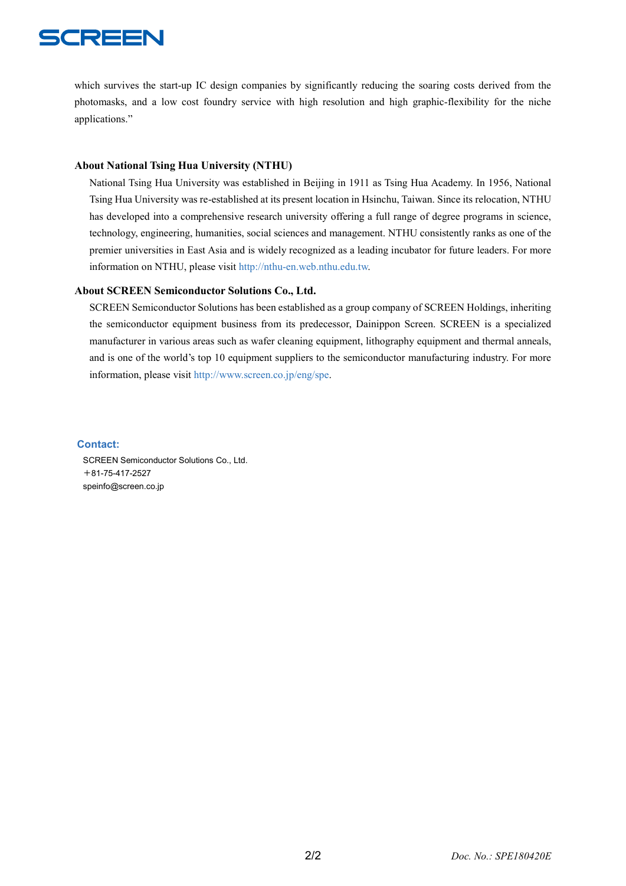which survives the start-up IC design companies by significantly reducing the soaring costs derived from the photomasks, and a low cost foundry service with high resolution and high graphic-flexibility for the niche applications."

**About National Tsing Hua University (NTHU)**

National Tsing Hua University was established in Beijing in 1911 as Tsing Hua Academy. In 1956, National Tsing Hua University was re-established at its present location in Hsinchu, Taiwan. Since its relocation, NTHU has developed into a comprehensive research university offering a full range of degree programs in science, technology, engineering, humanities, social sciences and management. NTHU consistently ranks as one of the premier universities in East Asia and is widely recognized as a leading incubator for future leaders. For more information on NTHU, please visit http://nthu-en.web.nthu.edu.tw.

**About SCREEN Semiconductor Solutions Co., Ltd.**

SCREEN Semiconductor Solutions has been established as a group company of SCREEN Holdings, inheriting the semiconductor equipment business from its predecessor, Dainippon Screen. SCREEN is a specialized manufacturer in various areas such as wafer cleaning equipment, lithography equipment and thermal anneals, and is one of the world's top 10 equipment suppliers to the semiconductor manufacturing industry. For more information, please visit http://www.screen.co.jp/eng/spe.

**Contact:**

SCREEN Semiconductor Solutions Co., Ltd.
＋81-75-417-2527
speinfo@screen.co.jp

*Doc. No.: SPE180420E*